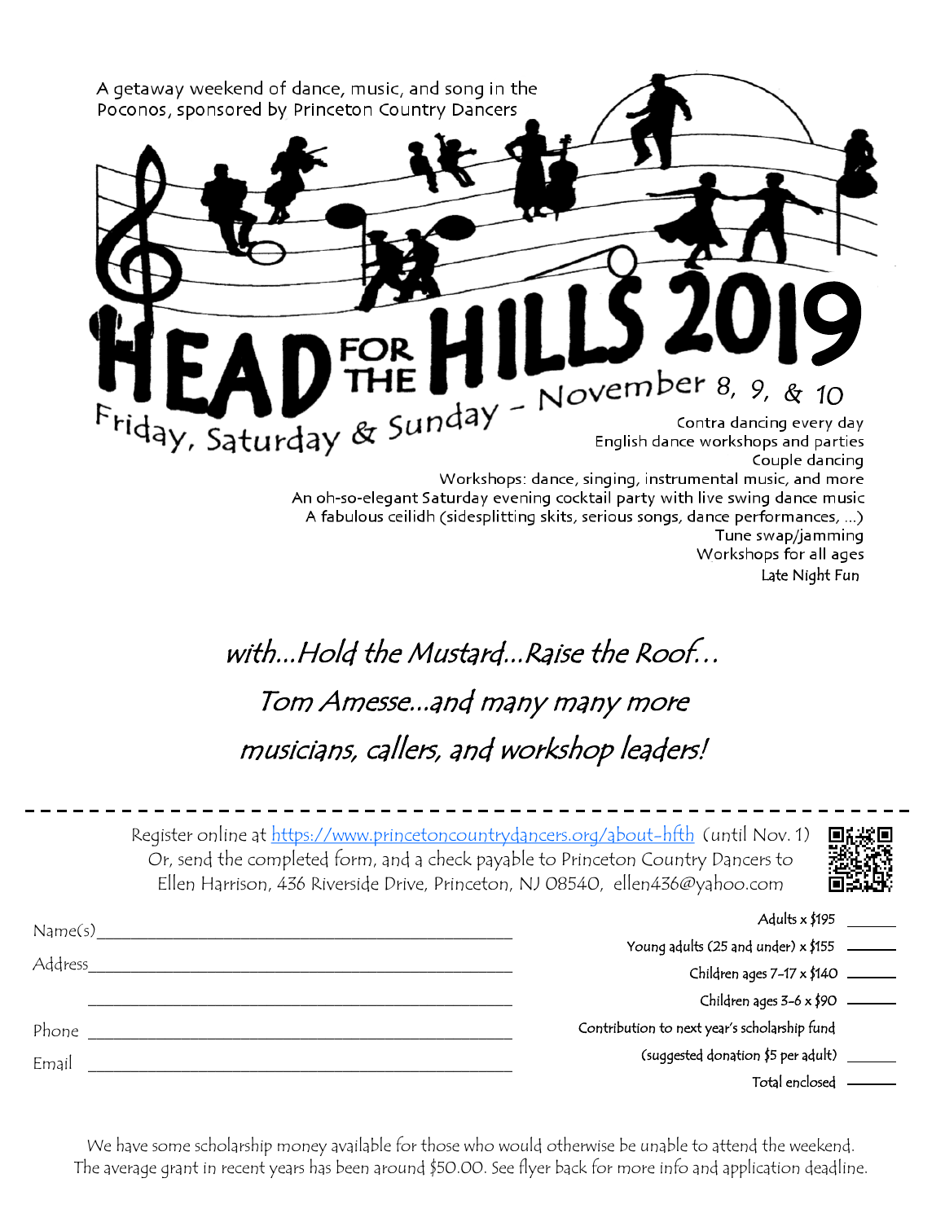A getaway weekend of dance, music, and song in the Poconos, sponsored by Princeton Country Dancers

# HEAD FOR THE HILLS 2019

## Friday, Saturday & Sunday - November 8, 9, & 10

Contra dancing every day
English dance workshops and parties
Couple dancing
Workshops: dance, singing, instrumental music, and more
An oh-so-elegant Saturday evening cocktail party with live swing dance music
A fabulous ceilidh (sidesplitting skits, serious songs, dance performances, ...)
Tune swap/jamming
Workshops for all ages
Late Night Fun

*with...Hold the Mustard...Raise the Roof...*
*Tom Amesse...and many many more*
*musicians, callers, and workshop leaders!*

---

Register online at https://www.princetoncountrydancers.org/about-hfth (until Nov. 1)
Or, send the completed form, and a check payable to Princeton Country Dancers to
Ellen Harrison, 436 Riverside Drive, Princeton, NJ 08540, ellen436@yahoo.com

Name(s) ______________________________

Address ______________________________

______________________________

Phone ______________________________

Email ______________________________

Adults x $195 ______

Young adults (25 and under) x $155 ______

Children ages 7-17 x $140 ______

Children ages 3-6 x $90 ______

Contribution to next year's scholarship fund
(suggested donation $5 per adult) ______

Total enclosed ______

We have some scholarship money available for those who would otherwise be unable to attend the weekend.
The average grant in recent years has been around $50.00. See flyer back for more info and application deadline.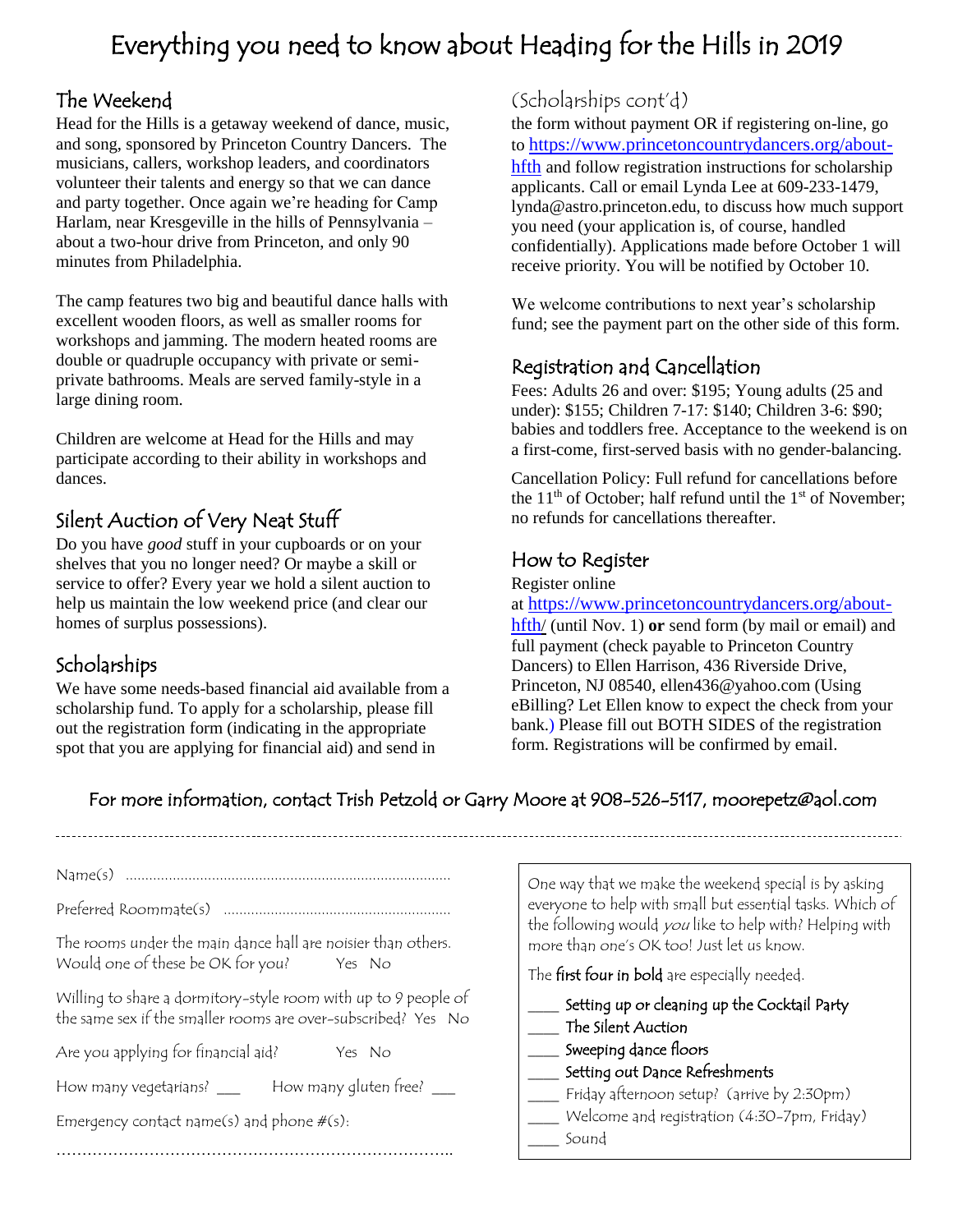# Everything you need to know about Heading for the Hills in 2019

## The Weekend

Head for the Hills is a getaway weekend of dance, music, and song, sponsored by Princeton Country Dancers. The musicians, callers, workshop leaders, and coordinators volunteer their talents and energy so that we can dance and party together. Once again we're heading for Camp Harlam, near Kresgeville in the hills of Pennsylvania – about a two-hour drive from Princeton, and only 90 minutes from Philadelphia.

The camp features two big and beautiful dance halls with excellent wooden floors, as well as smaller rooms for workshops and jamming. The modern heated rooms are double or quadruple occupancy with private or semi-private bathrooms. Meals are served family-style in a large dining room.

Children are welcome at Head for the Hills and may participate according to their ability in workshops and dances.

## Silent Auction of Very Neat Stuff

Do you have *good* stuff in your cupboards or on your shelves that you no longer need? Or maybe a skill or service to offer? Every year we hold a silent auction to help us maintain the low weekend price (and clear our homes of surplus possessions).

## Scholarships

We have some needs-based financial aid available from a scholarship fund. To apply for a scholarship, please fill out the registration form (indicating in the appropriate spot that you are applying for financial aid) and send in the form without payment OR if registering on-line, go to https://www.princetoncountrydancers.org/about-hfth and follow registration instructions for scholarship applicants. Call or email Lynda Lee at 609-233-1479, lynda@astro.princeton.edu, to discuss how much support you need (your application is, of course, handled confidentially). Applications made before October 1 will receive priority. You will be notified by October 10.

We welcome contributions to next year's scholarship fund; see the payment part on the other side of this form.

## Registration and Cancellation

Fees: Adults 26 and over: $195; Young adults (25 and under): $155; Children 7-17: $140; Children 3-6: $90; babies and toddlers free. Acceptance to the weekend is on a first-come, first-served basis with no gender-balancing.

Cancellation Policy: Full refund for cancellations before the 11th of October; half refund until the 1st of November; no refunds for cancellations thereafter.

## How to Register

Register online at https://www.princetoncountrydancers.org/about-hfth/ (until Nov. 1) **or** send form (by mail or email) and full payment (check payable to Princeton Country Dancers) to Ellen Harrison, 436 Riverside Drive, Princeton, NJ 08540, ellen436@yahoo.com (Using eBilling? Let Ellen know to expect the check from your bank.) Please fill out BOTH SIDES of the registration form. Registrations will be confirmed by email.

For more information, contact Trish Petzold or Garry Moore at 908-526-5117, moorepetz@aol.com

---

Name(s) ........................................................................................

Preferred Roommate(s) ..........................................................

The rooms under the main dance hall are noisier than others. Would one of these be OK for you? Yes No

Willing to share a dormitory-style room with up to 9 people of the same sex if the smaller rooms are over-subscribed? Yes No

Are you applying for financial aid? Yes No

How many vegetarians? ___ How many gluten free? ___

Emergency contact name(s) and phone #(s):

..............................................................................

One way that we make the weekend special is by asking everyone to help with small but essential tasks. Which of the following would *you* like to help with? Helping with more than one's OK too! Just let us know.

The **first four in bold** are especially needed.

- ____ **Setting up or cleaning up the Cocktail Party**
- ____ **The Silent Auction**
- ____ **Sweeping dance floors**
- ____ **Setting out Dance Refreshments**
- ____ Friday afternoon setup? (arrive by 2:30pm)
- ____ Welcome and registration (4:30-7pm, Friday)
- ____ Sound